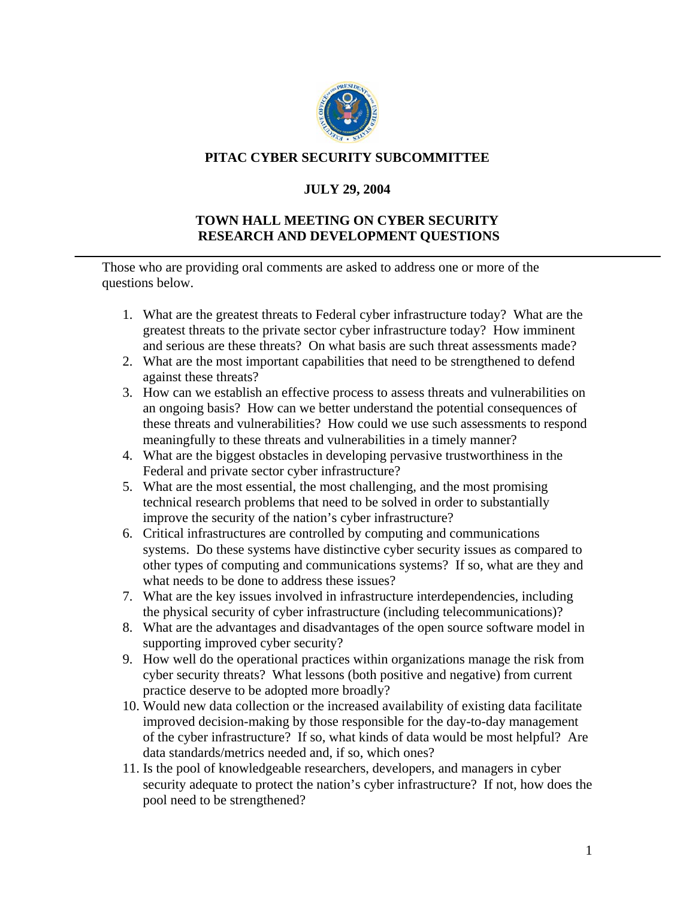# PITAC CYBER SECURITY SUBCOMMITTEE

## JULY 29, 2004

## TOWN HALL MEETING ON CYBER SECURITY RESEARCH AND DEVELOPMENT QUESTIONS

---

Those who are providing oral comments are asked to address one or more of the questions below.

1. What are the greatest threats to Federal cyber infrastructure today? What are the greatest threats to the private sector cyber infrastructure today? How imminent and serious are these threats? On what basis are such threat assessments made?
2. What are the most important capabilities that need to be strengthened to defend against these threats?
3. How can we establish an effective process to assess threats and vulnerabilities on an ongoing basis? How can we better understand the potential consequences of these threats and vulnerabilities? How could we use such assessments to respond meaningfully to these threats and vulnerabilities in a timely manner?
4. What are the biggest obstacles in developing pervasive trustworthiness in the Federal and private sector cyber infrastructure?
5. What are the most essential, the most challenging, and the most promising technical research problems that need to be solved in order to substantially improve the security of the nation's cyber infrastructure?
6. Critical infrastructures are controlled by computing and communications systems. Do these systems have distinctive cyber security issues as compared to other types of computing and communications systems? If so, what are they and what needs to be done to address these issues?
7. What are the key issues involved in infrastructure interdependencies, including the physical security of cyber infrastructure (including telecommunications)?
8. What are the advantages and disadvantages of the open source software model in supporting improved cyber security?
9. How well do the operational practices within organizations manage the risk from cyber security threats? What lessons (both positive and negative) from current practice deserve to be adopted more broadly?
10. Would new data collection or the increased availability of existing data facilitate improved decision-making by those responsible for the day-to-day management of the cyber infrastructure? If so, what kinds of data would be most helpful? Are data standards/metrics needed and, if so, which ones?
11. Is the pool of knowledgeable researchers, developers, and managers in cyber security adequate to protect the nation's cyber infrastructure? If not, how does the pool need to be strengthened?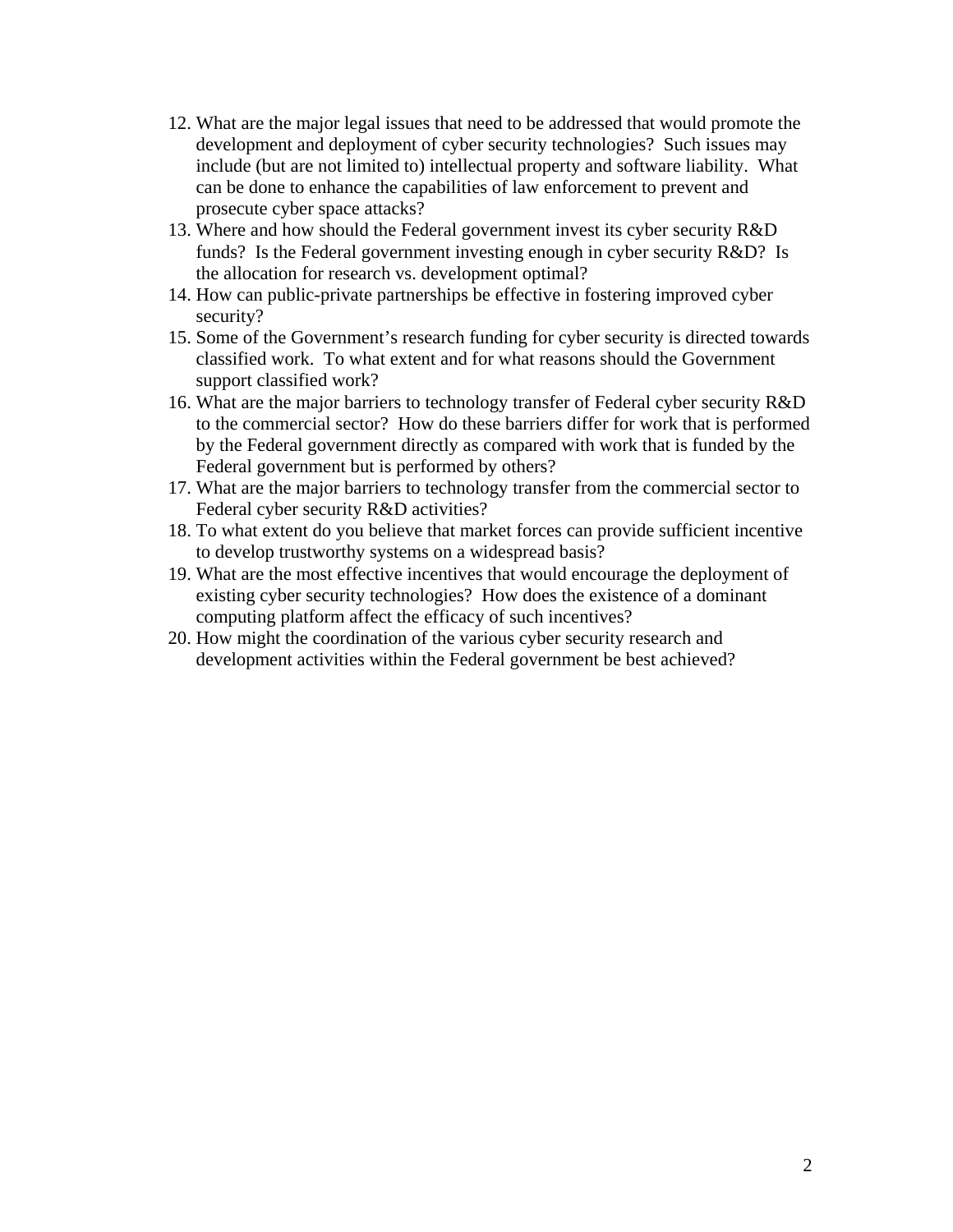12. What are the major legal issues that need to be addressed that would promote the development and deployment of cyber security technologies? Such issues may include (but are not limited to) intellectual property and software liability. What can be done to enhance the capabilities of law enforcement to prevent and prosecute cyber space attacks?
13. Where and how should the Federal government invest its cyber security R&D funds? Is the Federal government investing enough in cyber security R&D? Is the allocation for research vs. development optimal?
14. How can public-private partnerships be effective in fostering improved cyber security?
15. Some of the Government's research funding for cyber security is directed towards classified work. To what extent and for what reasons should the Government support classified work?
16. What are the major barriers to technology transfer of Federal cyber security R&D to the commercial sector? How do these barriers differ for work that is performed by the Federal government directly as compared with work that is funded by the Federal government but is performed by others?
17. What are the major barriers to technology transfer from the commercial sector to Federal cyber security R&D activities?
18. To what extent do you believe that market forces can provide sufficient incentive to develop trustworthy systems on a widespread basis?
19. What are the most effective incentives that would encourage the deployment of existing cyber security technologies? How does the existence of a dominant computing platform affect the efficacy of such incentives?
20. How might the coordination of the various cyber security research and development activities within the Federal government be best achieved?